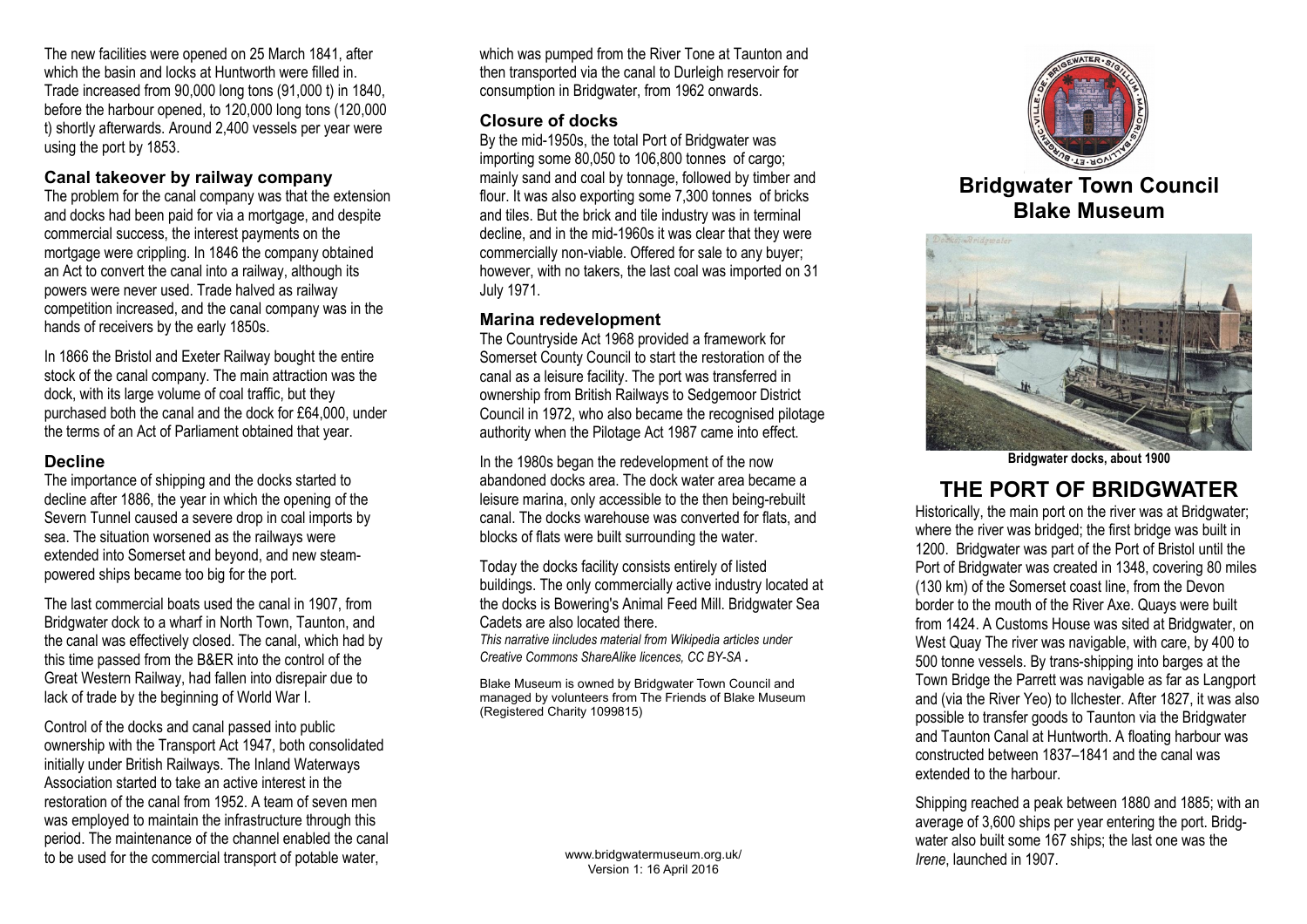The new facilities were opened on 25 March 1841, after which the basin and locks at Huntworth were filled in. Trade increased from 90,000 long tons (91,000 t) in 1840, before the harbour opened, to 120,000 long tons (120,000 t) shortly afterwards. Around 2,400 vessels per year were using the port by 1853.

### Canal takeover by railway company

The problem for the canal company was that the extension and docks had been paid for via a mortgage, and despite commercial success, the interest payments on the mortgage were crippling. In 1846 the company obtained an Act to convert the canal into a railway, although its powers were never used. Trade halved as railway competition increased, and the canal company was in the hands of receivers by the early 1850s.

In 1866 the Bristol and Exeter Railway bought the entire stock of the canal company. The main attraction was the dock, with its large volume of coal traffic, but they purchased both the canal and the dock for £64,000, under the terms of an Act of Parliament obtained that year.

### Decline

The importance of shipping and the docks started to decline after 1886, the year in which the opening of the Severn Tunnel caused a severe drop in coal imports by sea. The situation worsened as the railways were extended into Somerset and beyond, and new steam-powered ships became too big for the port.

The last commercial boats used the canal in 1907, from Bridgwater dock to a wharf in North Town, Taunton, and the canal was effectively closed. The canal, which had by this time passed from the B&ER into the control of the Great Western Railway, had fallen into disrepair due to lack of trade by the beginning of World War I.

Control of the docks and canal passed into public ownership with the Transport Act 1947, both consolidated initially under British Railways. The Inland Waterways Association started to take an active interest in the restoration of the canal from 1952. A team of seven men was employed to maintain the infrastructure through this period. The maintenance of the channel enabled the canal to be used for the commercial transport of potable water, which was pumped from the River Tone at Taunton and then transported via the canal to Durleigh reservoir for consumption in Bridgwater, from 1962 onwards.

### Closure of docks

By the mid-1950s, the total Port of Bridgwater was importing some 80,050 to 106,800 tonnes of cargo; mainly sand and coal by tonnage, followed by timber and flour. It was also exporting some 7,300 tonnes of bricks and tiles. But the brick and tile industry was in terminal decline, and in the mid-1960s it was clear that they were commercially non-viable. Offered for sale to any buyer; however, with no takers, the last coal was imported on 31 July 1971.

### Marina redevelopment

The Countryside Act 1968 provided a framework for Somerset County Council to start the restoration of the canal as a leisure facility. The port was transferred in ownership from British Railways to Sedgemoor District Council in 1972, who also became the recognised pilotage authority when the Pilotage Act 1987 came into effect.

In the 1980s began the redevelopment of the now abandoned docks area. The dock water area became a leisure marina, only accessible to the then being-rebuilt canal. The docks warehouse was converted for flats, and blocks of flats were built surrounding the water.

Today the docks facility consists entirely of listed buildings. The only commercially active industry located at the docks is Bowering's Animal Feed Mill. Bridgwater Sea Cadets are also located there.

*This narrative iincludes material from Wikipedia articles under Creative Commons ShareAlike licences, CC BY-SA .*

Blake Museum is owned by Bridgwater Town Council and managed by volunteers from The Friends of Blake Museum (Registered Charity 1099815)

www.bridgwatermuseum.org.uk/
Version 1: 16 April 2016

## Bridgwater Town Council
## Blake Museum

Bridgwater docks, about 1900

# THE PORT OF BRIDGWATER

Historically, the main port on the river was at Bridgwater; where the river was bridged; the first bridge was built in 1200. Bridgwater was part of the Port of Bristol until the Port of Bridgwater was created in 1348, covering 80 miles (130 km) of the Somerset coast line, from the Devon border to the mouth of the River Axe. Quays were built from 1424. A Customs House was sited at Bridgwater, on West Quay The river was navigable, with care, by 400 to 500 tonne vessels. By trans-shipping into barges at the Town Bridge the Parrett was navigable as far as Langport and (via the River Yeo) to Ilchester. After 1827, it was also possible to transfer goods to Taunton via the Bridgwater and Taunton Canal at Huntworth. A floating harbour was constructed between 1837–1841 and the canal was extended to the harbour.

Shipping reached a peak between 1880 and 1885; with an average of 3,600 ships per year entering the port. Bridgwater also built some 167 ships; the last one was the *Irene*, launched in 1907.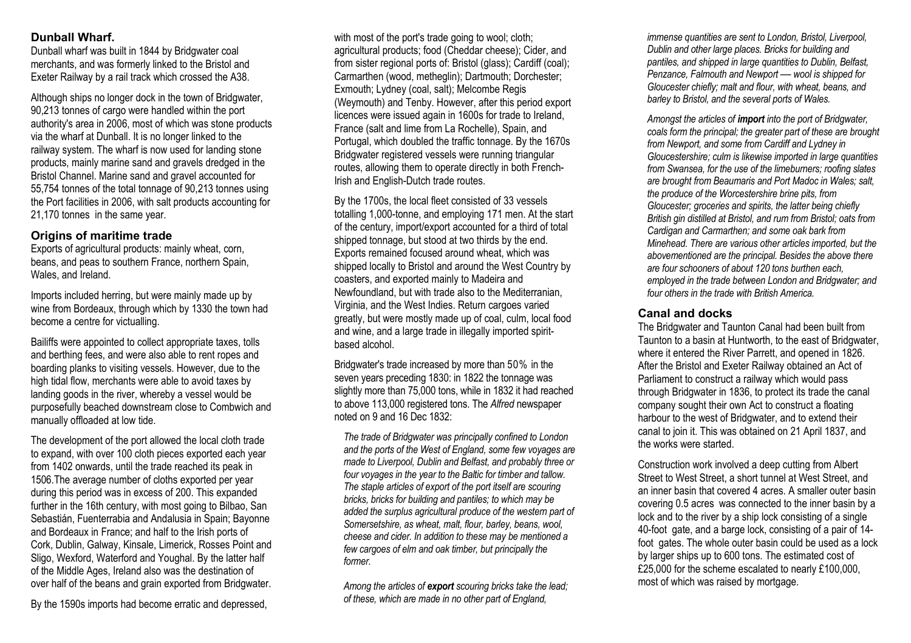## Dunball Wharf.

Dunball wharf was built in 1844 by Bridgwater coal merchants, and was formerly linked to the Bristol and Exeter Railway by a rail track which crossed the A38.

Although ships no longer dock in the town of Bridgwater, 90,213 tonnes of cargo were handled within the port authority's area in 2006, most of which was stone products via the wharf at Dunball. It is no longer linked to the railway system. The wharf is now used for landing stone products, mainly marine sand and gravels dredged in the Bristol Channel. Marine sand and gravel accounted for 55,754 tonnes of the total tonnage of 90,213 tonnes using the Port facilities in 2006, with salt products accounting for 21,170 tonnes in the same year.

## Origins of maritime trade

Exports of agricultural products: mainly wheat, corn, beans, and peas to southern France, northern Spain, Wales, and Ireland.

Imports included herring, but were mainly made up by wine from Bordeaux, through which by 1330 the town had become a centre for victualling.

Bailiffs were appointed to collect appropriate taxes, tolls and berthing fees, and were also able to rent ropes and boarding planks to visiting vessels. However, due to the high tidal flow, merchants were able to avoid taxes by landing goods in the river, whereby a vessel would be purposefully beached downstream close to Combwich and manually offloaded at low tide.

The development of the port allowed the local cloth trade to expand, with over 100 cloth pieces exported each year from 1402 onwards, until the trade reached its peak in 1506.The average number of cloths exported per year during this period was in excess of 200. This expanded further in the 16th century, with most going to Bilbao, San Sebastián, Fuenterrabia and Andalusia in Spain; Bayonne and Bordeaux in France; and half to the Irish ports of Cork, Dublin, Galway, Kinsale, Limerick, Rosses Point and Sligo, Wexford, Waterford and Youghal. By the latter half of the Middle Ages, Ireland also was the destination of over half of the beans and grain exported from Bridgwater.

By the 1590s imports had become erratic and depressed, with most of the port's trade going to wool; cloth; agricultural products; food (Cheddar cheese); Cider, and from sister regional ports of: Bristol (glass); Cardiff (coal); Carmarthen (wood, metheglin); Dartmouth; Dorchester; Exmouth; Lydney (coal, salt); Melcombe Regis (Weymouth) and Tenby. However, after this period export licences were issued again in 1600s for trade to Ireland, France (salt and lime from La Rochelle), Spain, and Portugal, which doubled the traffic tonnage. By the 1670s Bridgwater registered vessels were running triangular routes, allowing them to operate directly in both French-Irish and English-Dutch trade routes.

By the 1700s, the local fleet consisted of 33 vessels totalling 1,000-tonne, and employing 171 men. At the start of the century, import/export accounted for a third of total shipped tonnage, but stood at two thirds by the end. Exports remained focused around wheat, which was shipped locally to Bristol and around the West Country by coasters, and exported mainly to Madeira and Newfoundland, but with trade also to the Mediterranian, Virginia, and the West Indies. Return cargoes varied greatly, but were mostly made up of coal, culm, local food and wine, and a large trade in illegally imported spirit-based alcohol.

Bridgwater's trade increased by more than 50% in the seven years preceding 1830: in 1822 the tonnage was slightly more than 75,000 tons, while in 1832 it had reached to above 113,000 registered tons. The *Alfred* newspaper noted on 9 and 16 Dec 1832:

> *The trade of Bridgwater was principally confined to London and the ports of the West of England, some few voyages are made to Liverpool, Dublin and Belfast, and probably three or four voyages in the year to the Baltic for timber and tallow. The staple articles of export of the port itself are scouring bricks, bricks for building and pantiles; to which may be added the surplus agricultural produce of the western part of Somersetshire, as wheat, malt, flour, barley, beans, wool, cheese and cider. In addition to these may be mentioned a few cargoes of elm and oak timber, but principally the former.*
>
> *Among the articles of **export** scouring bricks take the lead; of these, which are made in no other part of England, immense quantities are sent to London, Bristol, Liverpool, Dublin and other large places. Bricks for building and pantiles, and shipped in large quantities to Dublin, Belfast, Penzance, Falmouth and Newport — wool is shipped for Gloucester chiefly; malt and flour, with wheat, beans, and barley to Bristol, and the several ports of Wales.*
>
> *Amongst the articles of **import** into the port of Bridgwater, coals form the principal; the greater part of these are brought from Newport, and some from Cardiff and Lydney in Gloucestershire; culm is likewise imported in large quantities from Swansea, for the use of the limeburners; roofing slates are brought from Beaumaris and Port Madoc in Wales; salt, the produce of the Worcestershire brine pits, from Gloucester; groceries and spirits, the latter being chiefly British gin distilled at Bristol, and rum from Bristol; oats from Cardigan and Carmarthen; and some oak bark from Minehead. There are various other articles imported, but the abovementioned are the principal. Besides the above there are four schooners of about 120 tons burthen each, employed in the trade between London and Bridgwater; and four others in the trade with British America.*

## Canal and docks

The Bridgwater and Taunton Canal had been built from Taunton to a basin at Huntworth, to the east of Bridgwater, where it entered the River Parrett, and opened in 1826. After the Bristol and Exeter Railway obtained an Act of Parliament to construct a railway which would pass through Bridgwater in 1836, to protect its trade the canal company sought their own Act to construct a floating harbour to the west of Bridgwater, and to extend their canal to join it. This was obtained on 21 April 1837, and the works were started.

Construction work involved a deep cutting from Albert Street to West Street, a short tunnel at West Street, and an inner basin that covered 4 acres. A smaller outer basin covering 0.5 acres was connected to the inner basin by a lock and to the river by a ship lock consisting of a single 40-foot gate, and a barge lock, consisting of a pair of 14-foot gates. The whole outer basin could be used as a lock by larger ships up to 600 tons. The estimated cost of £25,000 for the scheme escalated to nearly £100,000, most of which was raised by mortgage.